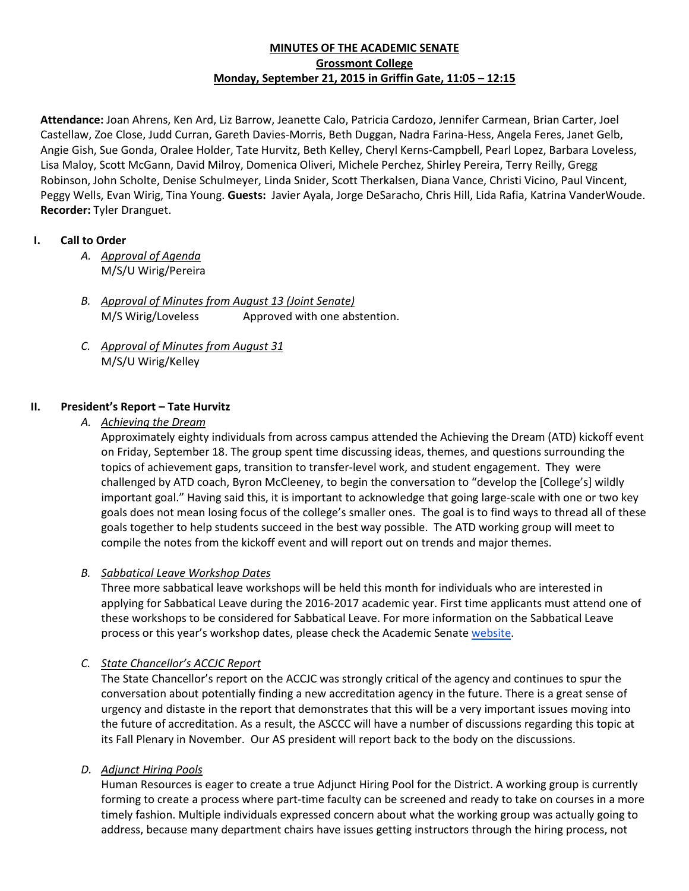**MINUTES OF THE ACADEMIC SENATE**
**Grossmont College**
**Monday, September 21, 2015 in Griffin Gate, 11:05 – 12:15**

**Attendance:** Joan Ahrens, Ken Ard, Liz Barrow, Jeanette Calo, Patricia Cardozo, Jennifer Carmean, Brian Carter, Joel Castellaw, Zoe Close, Judd Curran, Gareth Davies-Morris, Beth Duggan, Nadra Farina-Hess, Angela Feres, Janet Gelb, Angie Gish, Sue Gonda, Oralee Holder, Tate Hurvitz, Beth Kelley, Cheryl Kerns-Campbell, Pearl Lopez, Barbara Loveless, Lisa Maloy, Scott McGann, David Milroy, Domenica Oliveri, Michele Perchez, Shirley Pereira, Terry Reilly, Gregg Robinson, John Scholte, Denise Schulmeyer, Linda Snider, Scott Therkalsen, Diana Vance, Christi Vicino, Paul Vincent, Peggy Wells, Evan Wirig, Tina Young. **Guests:** Javier Ayala, Jorge DeSaracho, Chris Hill, Lida Rafia, Katrina VanderWoude. **Recorder:** Tyler Dranguet.

## I. Call to Order

A. *Approval of Agenda*
M/S/U Wirig/Pereira

B. *Approval of Minutes from August 13 (Joint Senate)*
M/S Wirig/Loveless    Approved with one abstention.

C. *Approval of Minutes from August 31*
M/S/U Wirig/Kelley

## II. President's Report – Tate Hurvitz

A. *Achieving the Dream*
Approximately eighty individuals from across campus attended the Achieving the Dream (ATD) kickoff event on Friday, September 18. The group spent time discussing ideas, themes, and questions surrounding the topics of achievement gaps, transition to transfer-level work, and student engagement. They were challenged by ATD coach, Byron McCleeney, to begin the conversation to "develop the [College's] wildly important goal." Having said this, it is important to acknowledge that going large-scale with one or two key goals does not mean losing focus of the college's smaller ones. The goal is to find ways to thread all of these goals together to help students succeed in the best way possible. The ATD working group will meet to compile the notes from the kickoff event and will report out on trends and major themes.

B. *Sabbatical Leave Workshop Dates*
Three more sabbatical leave workshops will be held this month for individuals who are interested in applying for Sabbatical Leave during the 2016-2017 academic year. First time applicants must attend one of these workshops to be considered for Sabbatical Leave. For more information on the Sabbatical Leave process or this year's workshop dates, please check the Academic Senate website.

C. *State Chancellor's ACCJC Report*
The State Chancellor's report on the ACCJC was strongly critical of the agency and continues to spur the conversation about potentially finding a new accreditation agency in the future. There is a great sense of urgency and distaste in the report that demonstrates that this will be a very important issues moving into the future of accreditation. As a result, the ASCCC will have a number of discussions regarding this topic at its Fall Plenary in November. Our AS president will report back to the body on the discussions.

D. *Adjunct Hiring Pools*
Human Resources is eager to create a true Adjunct Hiring Pool for the District. A working group is currently forming to create a process where part-time faculty can be screened and ready to take on courses in a more timely fashion. Multiple individuals expressed concern about what the working group was actually going to address, because many department chairs have issues getting instructors through the hiring process, not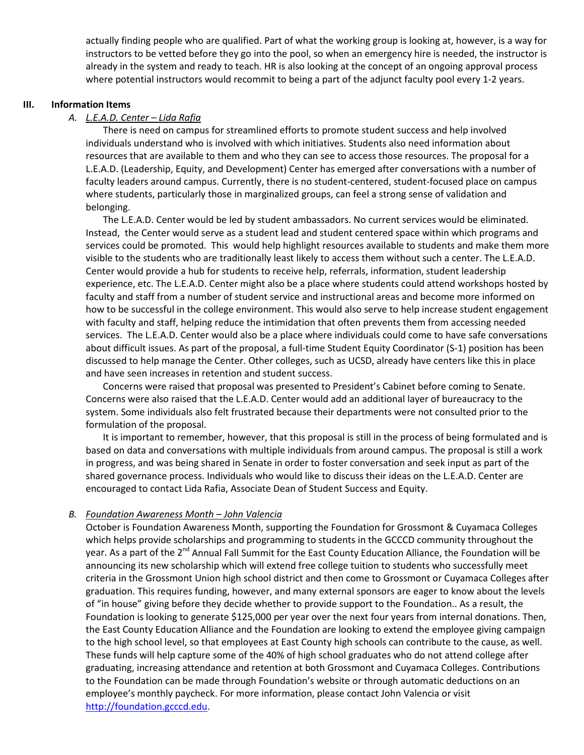actually finding people who are qualified. Part of what the working group is looking at, however, is a way for instructors to be vetted before they go into the pool, so when an emergency hire is needed, the instructor is already in the system and ready to teach. HR is also looking at the concept of an ongoing approval process where potential instructors would recommit to being a part of the adjunct faculty pool every 1-2 years.

## III. Information Items

### A. *L.E.A.D. Center – Lida Rafia*

There is need on campus for streamlined efforts to promote student success and help involved individuals understand who is involved with which initiatives. Students also need information about resources that are available to them and who they can see to access those resources. The proposal for a L.E.A.D. (Leadership, Equity, and Development) Center has emerged after conversations with a number of faculty leaders around campus. Currently, there is no student-centered, student-focused place on campus where students, particularly those in marginalized groups, can feel a strong sense of validation and belonging.

The L.E.A.D. Center would be led by student ambassadors. No current services would be eliminated. Instead, the Center would serve as a student lead and student centered space within which programs and services could be promoted. This would help highlight resources available to students and make them more visible to the students who are traditionally least likely to access them without such a center. The L.E.A.D. Center would provide a hub for students to receive help, referrals, information, student leadership experience, etc. The L.E.A.D. Center might also be a place where students could attend workshops hosted by faculty and staff from a number of student service and instructional areas and become more informed on how to be successful in the college environment. This would also serve to help increase student engagement with faculty and staff, helping reduce the intimidation that often prevents them from accessing needed services. The L.E.A.D. Center would also be a place where individuals could come to have safe conversations about difficult issues. As part of the proposal, a full-time Student Equity Coordinator (S-1) position has been discussed to help manage the Center. Other colleges, such as UCSD, already have centers like this in place and have seen increases in retention and student success.

Concerns were raised that proposal was presented to President's Cabinet before coming to Senate. Concerns were also raised that the L.E.A.D. Center would add an additional layer of bureaucracy to the system. Some individuals also felt frustrated because their departments were not consulted prior to the formulation of the proposal.

It is important to remember, however, that this proposal is still in the process of being formulated and is based on data and conversations with multiple individuals from around campus. The proposal is still a work in progress, and was being shared in Senate in order to foster conversation and seek input as part of the shared governance process. Individuals who would like to discuss their ideas on the L.E.A.D. Center are encouraged to contact Lida Rafia, Associate Dean of Student Success and Equity.

### B. *Foundation Awareness Month – John Valencia*

October is Foundation Awareness Month, supporting the Foundation for Grossmont & Cuyamaca Colleges which helps provide scholarships and programming to students in the GCCCD community throughout the year. As a part of the 2nd Annual Fall Summit for the East County Education Alliance, the Foundation will be announcing its new scholarship which will extend free college tuition to students who successfully meet criteria in the Grossmont Union high school district and then come to Grossmont or Cuyamaca Colleges after graduation. This requires funding, however, and many external sponsors are eager to know about the levels of "in house" giving before they decide whether to provide support to the Foundation.. As a result, the Foundation is looking to generate $125,000 per year over the next four years from internal donations. Then, the East County Education Alliance and the Foundation are looking to extend the employee giving campaign to the high school level, so that employees at East County high schools can contribute to the cause, as well. These funds will help capture some of the 40% of high school graduates who do not attend college after graduating, increasing attendance and retention at both Grossmont and Cuyamaca Colleges. Contributions to the Foundation can be made through Foundation's website or through automatic deductions on an employee's monthly paycheck. For more information, please contact John Valencia or visit http://foundation.gcccd.edu.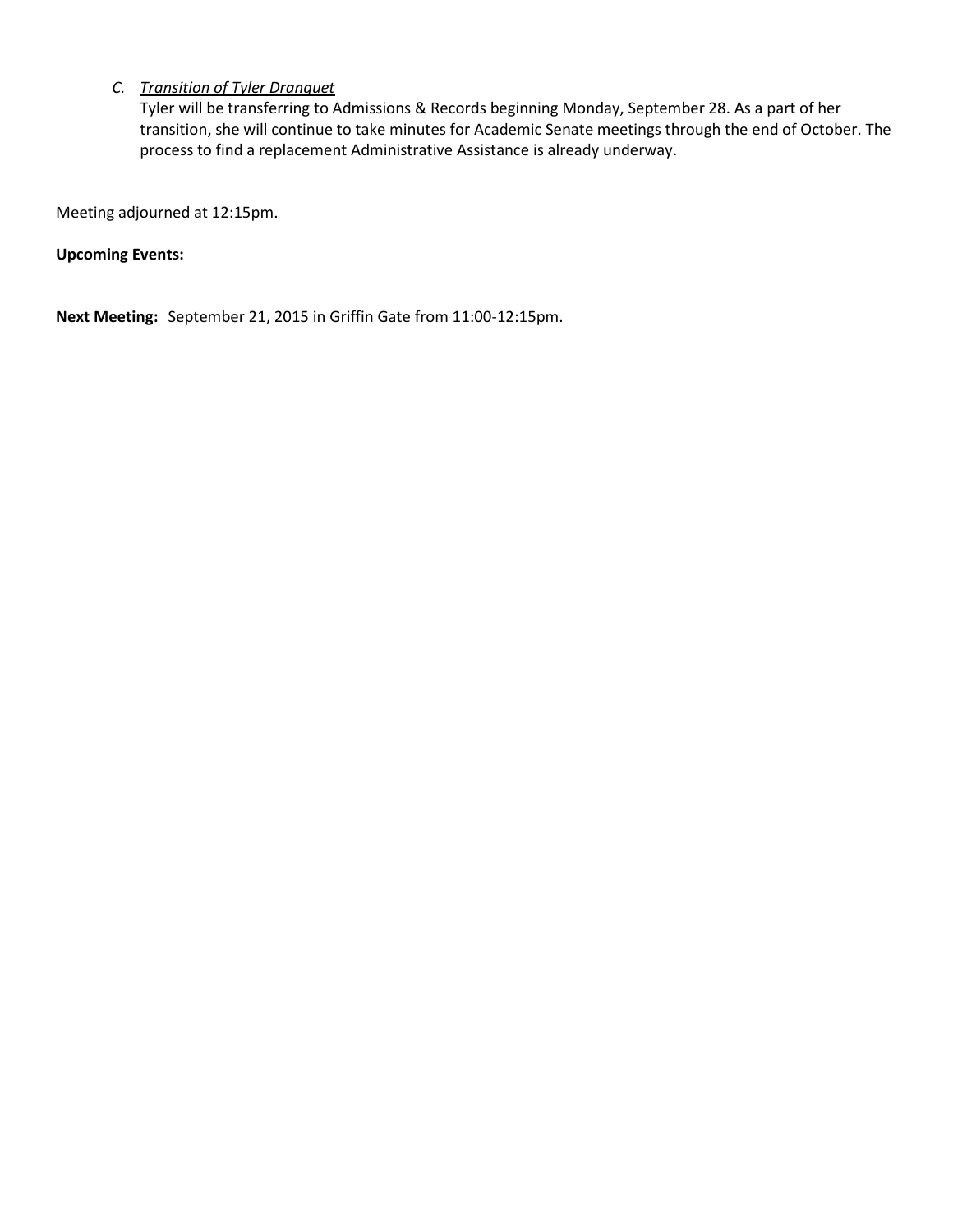C. *Transition of Tyler Dranquet*

   Tyler will be transferring to Admissions & Records beginning Monday, September 28. As a part of her transition, she will continue to take minutes for Academic Senate meetings through the end of October. The process to find a replacement Administrative Assistance is already underway.

Meeting adjourned at 12:15pm.

**Upcoming Events:**

**Next Meeting:** September 21, 2015 in Griffin Gate from 11:00-12:15pm.